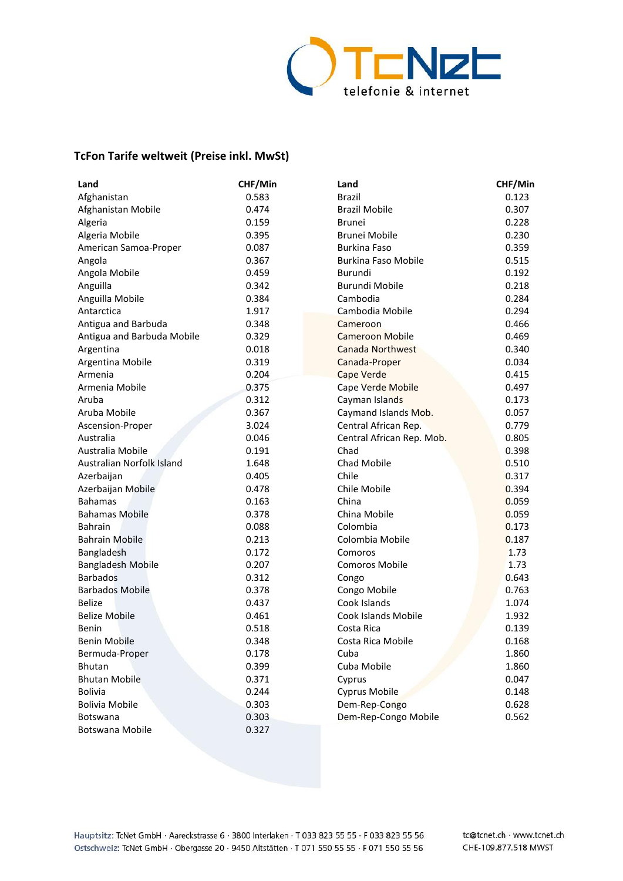# TcFon Tarife weltweit (Preise inkl. MwSt)

| Land | CHF/Min |
|---|---|
| Afghanistan | 0.583 |
| Afghanistan Mobile | 0.474 |
| Algeria | 0.159 |
| Algeria Mobile | 0.395 |
| American Samoa-Proper | 0.087 |
| Angola | 0.367 |
| Angola Mobile | 0.459 |
| Anguilla | 0.342 |
| Anguilla Mobile | 0.384 |
| Antarctica | 1.917 |
| Antigua and Barbuda | 0.348 |
| Antigua and Barbuda Mobile | 0.329 |
| Argentina | 0.018 |
| Argentina Mobile | 0.319 |
| Armenia | 0.204 |
| Armenia Mobile | 0.375 |
| Aruba | 0.312 |
| Aruba Mobile | 0.367 |
| Ascension-Proper | 3.024 |
| Australia | 0.046 |
| Australia Mobile | 0.191 |
| Australian Norfolk Island | 1.648 |
| Azerbaijan | 0.405 |
| Azerbaijan Mobile | 0.478 |
| Bahamas | 0.163 |
| Bahamas Mobile | 0.378 |
| Bahrain | 0.088 |
| Bahrain Mobile | 0.213 |
| Bangladesh | 0.172 |
| Bangladesh Mobile | 0.207 |
| Barbados | 0.312 |
| Barbados Mobile | 0.378 |
| Belize | 0.437 |
| Belize Mobile | 0.461 |
| Benin | 0.518 |
| Benin Mobile | 0.348 |
| Bermuda-Proper | 0.178 |
| Bhutan | 0.399 |
| Bhutan Mobile | 0.371 |
| Bolivia | 0.244 |
| Bolivia Mobile | 0.303 |
| Botswana | 0.303 |
| Botswana Mobile | 0.327 |
| Brazil | 0.123 |
| Brazil Mobile | 0.307 |
| Brunei | 0.228 |
| Brunei Mobile | 0.230 |
| Burkina Faso | 0.359 |
| Burkina Faso Mobile | 0.515 |
| Burundi | 0.192 |
| Burundi Mobile | 0.218 |
| Cambodia | 0.284 |
| Cambodia Mobile | 0.294 |
| Cameroon | 0.466 |
| Cameroon Mobile | 0.469 |
| Canada Northwest | 0.340 |
| Canada-Proper | 0.034 |
| Cape Verde | 0.415 |
| Cape Verde Mobile | 0.497 |
| Cayman Islands | 0.173 |
| Caymand Islands Mob. | 0.057 |
| Central African Rep. | 0.779 |
| Central African Rep. Mob. | 0.805 |
| Chad | 0.398 |
| Chad Mobile | 0.510 |
| Chile | 0.317 |
| Chile Mobile | 0.394 |
| China | 0.059 |
| China Mobile | 0.059 |
| Colombia | 0.173 |
| Colombia Mobile | 0.187 |
| Comoros | 1.73 |
| Comoros Mobile | 1.73 |
| Congo | 0.643 |
| Congo Mobile | 0.763 |
| Cook Islands | 1.074 |
| Cook Islands Mobile | 1.932 |
| Costa Rica | 0.139 |
| Costa Rica Mobile | 0.168 |
| Cuba | 1.860 |
| Cuba Mobile | 1.860 |
| Cyprus | 0.047 |
| Cyprus Mobile | 0.148 |
| Dem-Rep-Congo | 0.628 |
| Dem-Rep-Congo Mobile | 0.562 |

Hauptsitz: TcNet GmbH · Aareckstrasse 6 · 3800 Interlaken · T 033 823 55 55 · F 033 823 55 56
Ostschweiz: TcNet GmbH · Obergasse 20 · 9450 Altstätten · T 071 550 55 55 · F 071 550 55 56
tc@tcnet.ch · www.tcnet.ch
CHE-109.877.518 MWST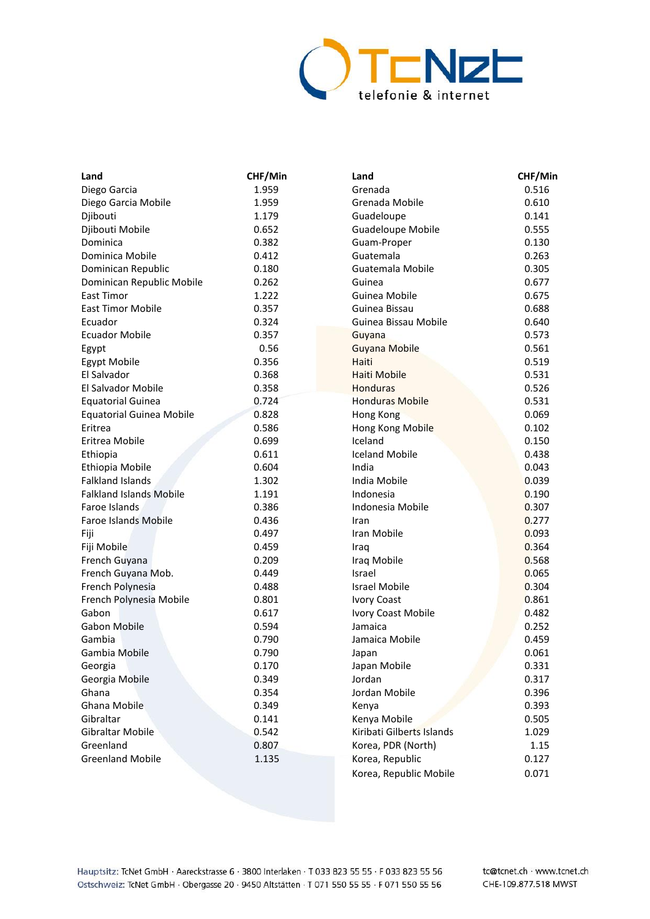| Land | CHF/Min |
|---|---|
| Diego Garcia | 1.959 |
| Diego Garcia Mobile | 1.959 |
| Djibouti | 1.179 |
| Djibouti Mobile | 0.652 |
| Dominica | 0.382 |
| Dominica Mobile | 0.412 |
| Dominican Republic | 0.180 |
| Dominican Republic Mobile | 0.262 |
| East Timor | 1.222 |
| East Timor Mobile | 0.357 |
| Ecuador | 0.324 |
| Ecuador Mobile | 0.357 |
| Egypt | 0.56 |
| Egypt Mobile | 0.356 |
| El Salvador | 0.368 |
| El Salvador Mobile | 0.358 |
| Equatorial Guinea | 0.724 |
| Equatorial Guinea Mobile | 0.828 |
| Eritrea | 0.586 |
| Eritrea Mobile | 0.699 |
| Ethiopia | 0.611 |
| Ethiopia Mobile | 0.604 |
| Falkland Islands | 1.302 |
| Falkland Islands Mobile | 1.191 |
| Faroe Islands | 0.386 |
| Faroe Islands Mobile | 0.436 |
| Fiji | 0.497 |
| Fiji Mobile | 0.459 |
| French Guyana | 0.209 |
| French Guyana Mob. | 0.449 |
| French Polynesia | 0.488 |
| French Polynesia Mobile | 0.801 |
| Gabon | 0.617 |
| Gabon Mobile | 0.594 |
| Gambia | 0.790 |
| Gambia Mobile | 0.790 |
| Georgia | 0.170 |
| Georgia Mobile | 0.349 |
| Ghana | 0.354 |
| Ghana Mobile | 0.349 |
| Gibraltar | 0.141 |
| Gibraltar Mobile | 0.542 |
| Greenland | 0.807 |
| Greenland Mobile | 1.135 |

| Land | CHF/Min |
|---|---|
| Grenada | 0.516 |
| Grenada Mobile | 0.610 |
| Guadeloupe | 0.141 |
| Guadeloupe Mobile | 0.555 |
| Guam-Proper | 0.130 |
| Guatemala | 0.263 |
| Guatemala Mobile | 0.305 |
| Guinea | 0.677 |
| Guinea Mobile | 0.675 |
| Guinea Bissau | 0.688 |
| Guinea Bissau Mobile | 0.640 |
| Guyana | 0.573 |
| Guyana Mobile | 0.561 |
| Haiti | 0.519 |
| Haiti Mobile | 0.531 |
| Honduras | 0.526 |
| Honduras Mobile | 0.531 |
| Hong Kong | 0.069 |
| Hong Kong Mobile | 0.102 |
| Iceland | 0.150 |
| Iceland Mobile | 0.438 |
| India | 0.043 |
| India Mobile | 0.039 |
| Indonesia | 0.190 |
| Indonesia Mobile | 0.307 |
| Iran | 0.277 |
| Iran Mobile | 0.093 |
| Iraq | 0.364 |
| Iraq Mobile | 0.568 |
| Israel | 0.065 |
| Israel Mobile | 0.304 |
| Ivory Coast | 0.861 |
| Ivory Coast Mobile | 0.482 |
| Jamaica | 0.252 |
| Jamaica Mobile | 0.459 |
| Japan | 0.061 |
| Japan Mobile | 0.331 |
| Jordan | 0.317 |
| Jordan Mobile | 0.396 |
| Kenya | 0.393 |
| Kenya Mobile | 0.505 |
| Kiribati Gilberts Islands | 1.029 |
| Korea, PDR (North) | 1.15 |
| Korea, Republic | 0.127 |
| Korea, Republic Mobile | 0.071 |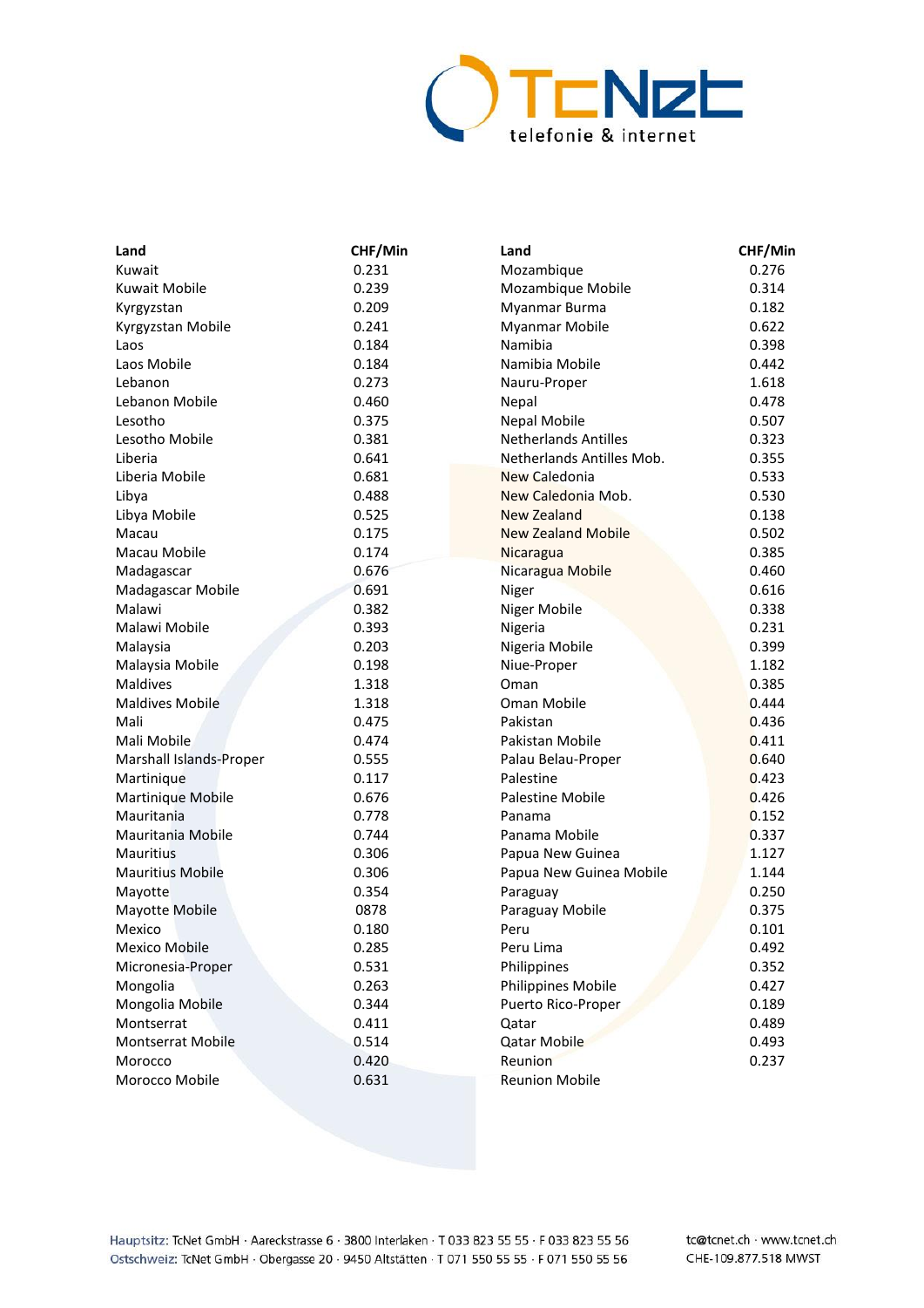| Land | CHF/Min |
|---|---|
| Kuwait | 0.231 |
| Kuwait Mobile | 0.239 |
| Kyrgyzstan | 0.209 |
| Kyrgyzstan Mobile | 0.241 |
| Laos | 0.184 |
| Laos Mobile | 0.184 |
| Lebanon | 0.273 |
| Lebanon Mobile | 0.460 |
| Lesotho | 0.375 |
| Lesotho Mobile | 0.381 |
| Liberia | 0.641 |
| Liberia Mobile | 0.681 |
| Libya | 0.488 |
| Libya Mobile | 0.525 |
| Macau | 0.175 |
| Macau Mobile | 0.174 |
| Madagascar | 0.676 |
| Madagascar Mobile | 0.691 |
| Malawi | 0.382 |
| Malawi Mobile | 0.393 |
| Malaysia | 0.203 |
| Malaysia Mobile | 0.198 |
| Maldives | 1.318 |
| Maldives Mobile | 1.318 |
| Mali | 0.475 |
| Mali Mobile | 0.474 |
| Marshall Islands-Proper | 0.555 |
| Martinique | 0.117 |
| Martinique Mobile | 0.676 |
| Mauritania | 0.778 |
| Mauritania Mobile | 0.744 |
| Mauritius | 0.306 |
| Mauritius Mobile | 0.306 |
| Mayotte | 0.354 |
| Mayotte Mobile | 0878 |
| Mexico | 0.180 |
| Mexico Mobile | 0.285 |
| Micronesia-Proper | 0.531 |
| Mongolia | 0.263 |
| Mongolia Mobile | 0.344 |
| Montserrat | 0.411 |
| Montserrat Mobile | 0.514 |
| Morocco | 0.420 |
| Morocco Mobile | 0.631 |
| Mozambique | 0.276 |
| Mozambique Mobile | 0.314 |
| Myanmar Burma | 0.182 |
| Myanmar Mobile | 0.622 |
| Namibia | 0.398 |
| Namibia Mobile | 0.442 |
| Nauru-Proper | 1.618 |
| Nepal | 0.478 |
| Nepal Mobile | 0.507 |
| Netherlands Antilles | 0.323 |
| Netherlands Antilles Mob. | 0.355 |
| New Caledonia | 0.533 |
| New Caledonia Mob. | 0.530 |
| New Zealand | 0.138 |
| New Zealand Mobile | 0.502 |
| Nicaragua | 0.385 |
| Nicaragua Mobile | 0.460 |
| Niger | 0.616 |
| Niger Mobile | 0.338 |
| Nigeria | 0.231 |
| Nigeria Mobile | 0.399 |
| Niue-Proper | 1.182 |
| Oman | 0.385 |
| Oman Mobile | 0.444 |
| Pakistan | 0.436 |
| Pakistan Mobile | 0.411 |
| Palau Belau-Proper | 0.640 |
| Palestine | 0.423 |
| Palestine Mobile | 0.426 |
| Panama | 0.152 |
| Panama Mobile | 0.337 |
| Papua New Guinea | 1.127 |
| Papua New Guinea Mobile | 1.144 |
| Paraguay | 0.250 |
| Paraguay Mobile | 0.375 |
| Peru | 0.101 |
| Peru Lima | 0.492 |
| Philippines | 0.352 |
| Philippines Mobile | 0.427 |
| Puerto Rico-Proper | 0.189 |
| Qatar | 0.489 |
| Qatar Mobile | 0.493 |
| Reunion | 0.237 |
| Reunion Mobile | |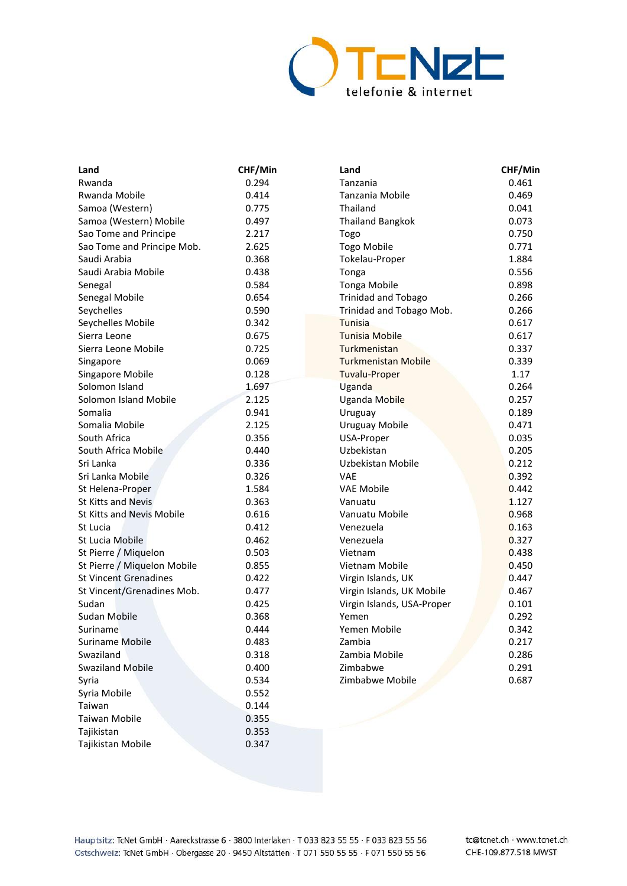| Land | CHF/Min |
|---|---|
| Rwanda | 0.294 |
| Rwanda Mobile | 0.414 |
| Samoa (Western) | 0.775 |
| Samoa (Western) Mobile | 0.497 |
| Sao Tome and Principe | 2.217 |
| Sao Tome and Principe Mob. | 2.625 |
| Saudi Arabia | 0.368 |
| Saudi Arabia Mobile | 0.438 |
| Senegal | 0.584 |
| Senegal Mobile | 0.654 |
| Seychelles | 0.590 |
| Seychelles Mobile | 0.342 |
| Sierra Leone | 0.675 |
| Sierra Leone Mobile | 0.725 |
| Singapore | 0.069 |
| Singapore Mobile | 0.128 |
| Solomon Island | 1.697 |
| Solomon Island Mobile | 2.125 |
| Somalia | 0.941 |
| Somalia Mobile | 2.125 |
| South Africa | 0.356 |
| South Africa Mobile | 0.440 |
| Sri Lanka | 0.336 |
| Sri Lanka Mobile | 0.326 |
| St Helena-Proper | 1.584 |
| St Kitts and Nevis | 0.363 |
| St Kitts and Nevis Mobile | 0.616 |
| St Lucia | 0.412 |
| St Lucia Mobile | 0.462 |
| St Pierre / Miquelon | 0.503 |
| St Pierre / Miquelon Mobile | 0.855 |
| St Vincent Grenadines | 0.422 |
| St Vincent/Grenadines Mob. | 0.477 |
| Sudan | 0.425 |
| Sudan Mobile | 0.368 |
| Suriname | 0.444 |
| Suriname Mobile | 0.483 |
| Swaziland | 0.318 |
| Swaziland Mobile | 0.400 |
| Syria | 0.534 |
| Syria Mobile | 0.552 |
| Taiwan | 0.144 |
| Taiwan Mobile | 0.355 |
| Tajikistan | 0.353 |
| Tajikistan Mobile | 0.347 |

| Land | CHF/Min |
|---|---|
| Tanzania | 0.461 |
| Tanzania Mobile | 0.469 |
| Thailand | 0.041 |
| Thailand Bangkok | 0.073 |
| Togo | 0.750 |
| Togo Mobile | 0.771 |
| Tokelau-Proper | 1.884 |
| Tonga | 0.556 |
| Tonga Mobile | 0.898 |
| Trinidad and Tobago | 0.266 |
| Trinidad and Tobago Mob. | 0.266 |
| Tunisia | 0.617 |
| Tunisia Mobile | 0.617 |
| Turkmenistan | 0.337 |
| Turkmenistan Mobile | 0.339 |
| Tuvalu-Proper | 1.17 |
| Uganda | 0.264 |
| Uganda Mobile | 0.257 |
| Uruguay | 0.189 |
| Uruguay Mobile | 0.471 |
| USA-Proper | 0.035 |
| Uzbekistan | 0.205 |
| Uzbekistan Mobile | 0.212 |
| VAE | 0.392 |
| VAE Mobile | 0.442 |
| Vanuatu | 1.127 |
| Vanuatu Mobile | 0.968 |
| Venezuela | 0.163 |
| Venezuela | 0.327 |
| Vietnam | 0.438 |
| Vietnam Mobile | 0.450 |
| Virgin Islands, UK | 0.447 |
| Virgin Islands, UK Mobile | 0.467 |
| Virgin Islands, USA-Proper | 0.101 |
| Yemen | 0.292 |
| Yemen Mobile | 0.342 |
| Zambia | 0.217 |
| Zambia Mobile | 0.286 |
| Zimbabwe | 0.291 |
| Zimbabwe Mobile | 0.687 |